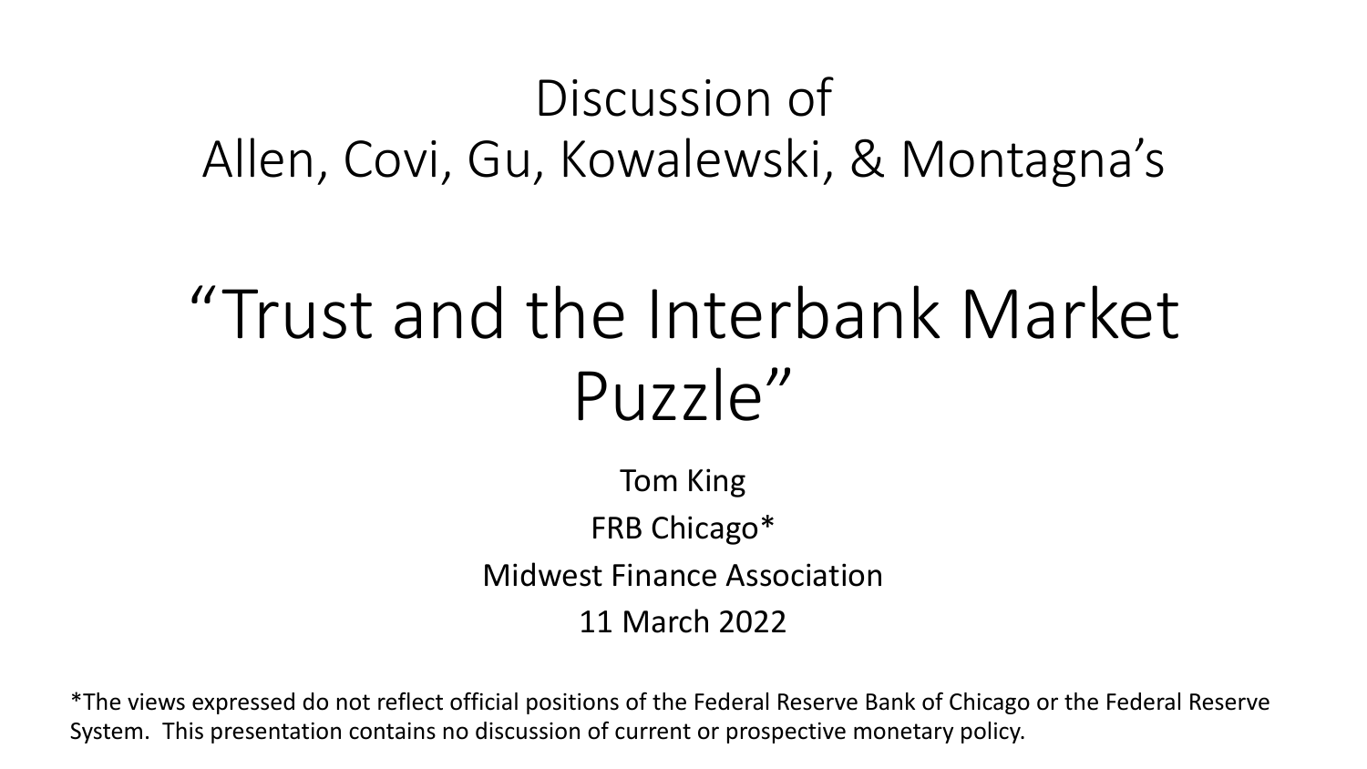# Discussion of Allen, Covi, Gu, Kowalewski, & Montagna's

# "Trust and the Interbank Market Puzzle"

Tom King

FRB Chicago*

Midwest Finance Association

11 March 2022

*The views expressed do not reflect official positions of the Federal Reserve Bank of Chicago or the Federal Reserve System. This presentation contains no discussion of current or prospective monetary policy.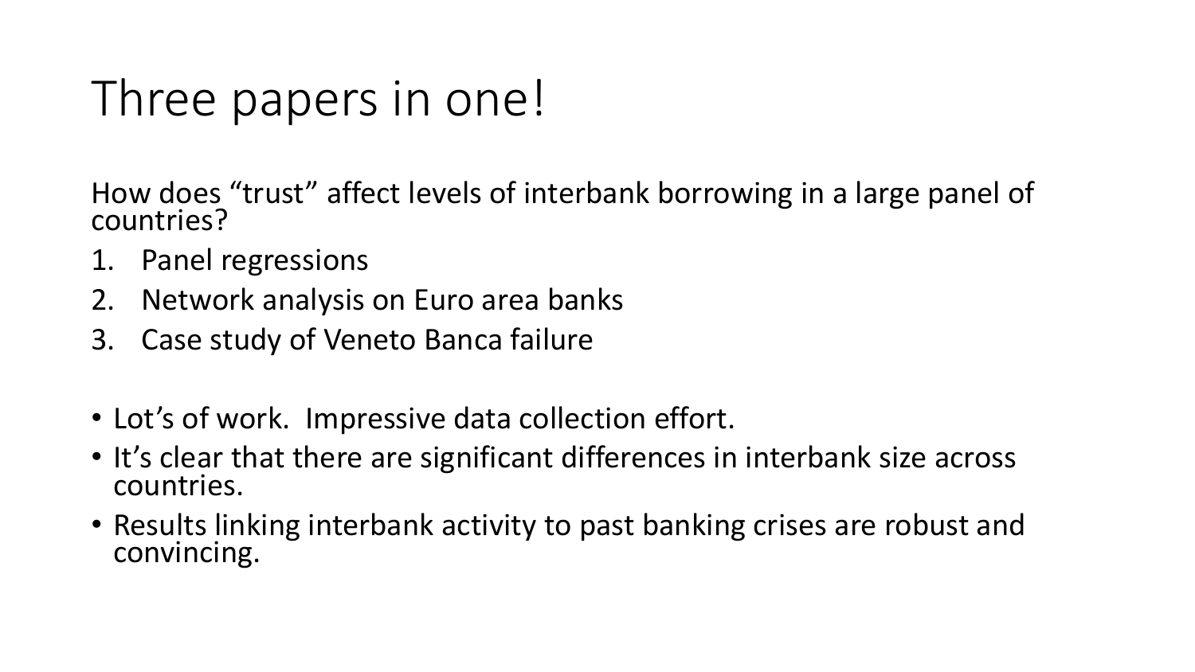# Three papers in one!

How does "trust" affect levels of interbank borrowing in a large panel of countries?

1. Panel regressions
2. Network analysis on Euro area banks
3. Case study of Veneto Banca failure

- Lot's of work. Impressive data collection effort.
- It's clear that there are significant differences in interbank size across countries.
- Results linking interbank activity to past banking crises are robust and convincing.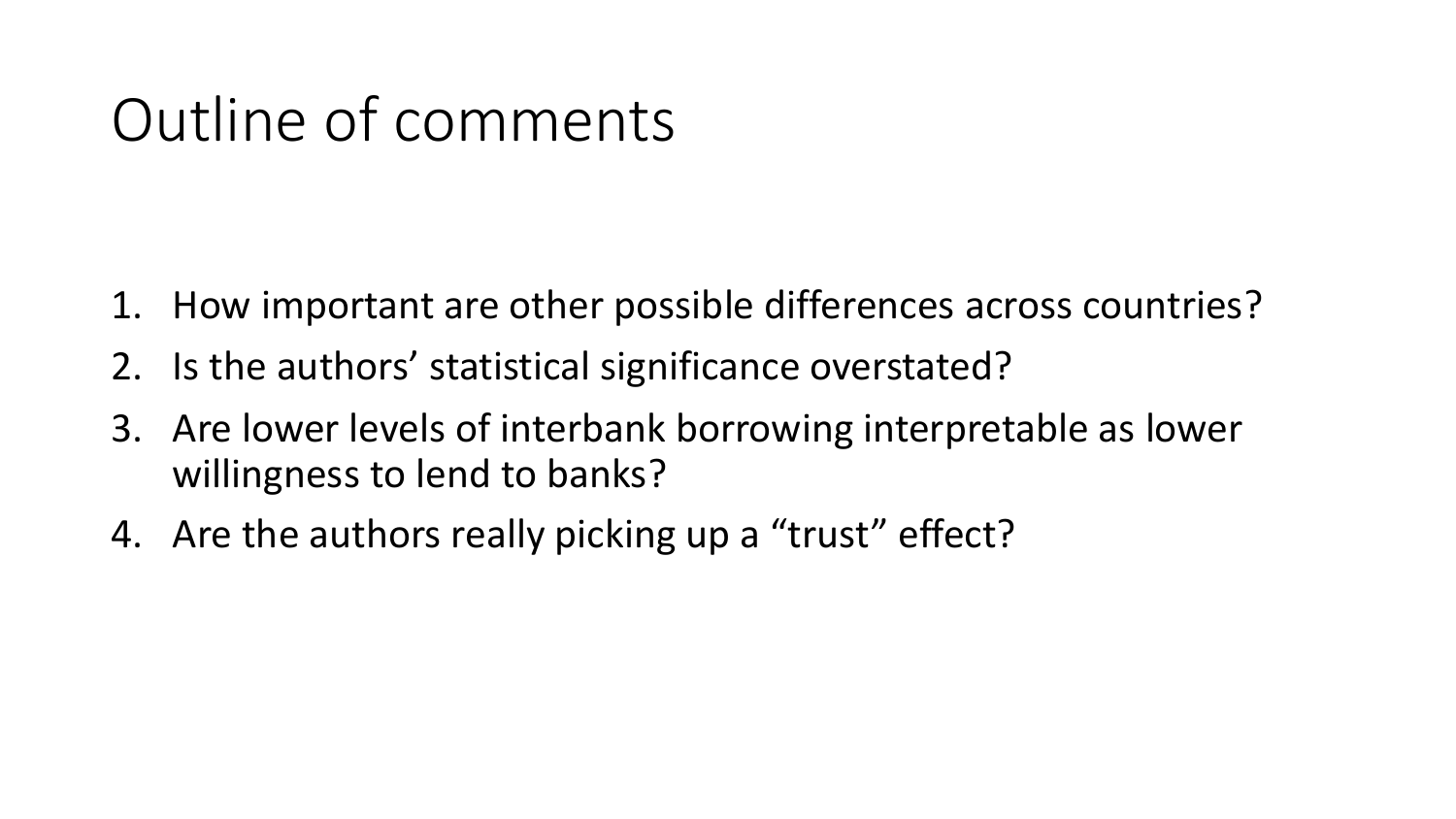# Outline of comments

1. How important are other possible differences across countries?
2. Is the authors' statistical significance overstated?
3. Are lower levels of interbank borrowing interpretable as lower willingness to lend to banks?
4. Are the authors really picking up a "trust" effect?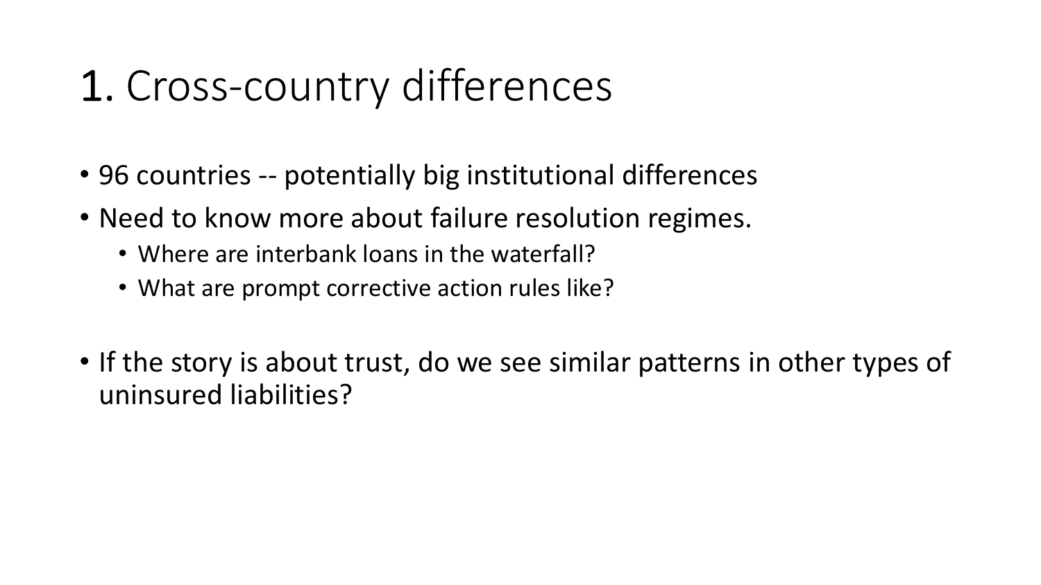# 1. Cross-country differences

- 96 countries -- potentially big institutional differences
- Need to know more about failure resolution regimes.
  - Where are interbank loans in the waterfall?
  - What are prompt corrective action rules like?

- If the story is about trust, do we see similar patterns in other types of uninsured liabilities?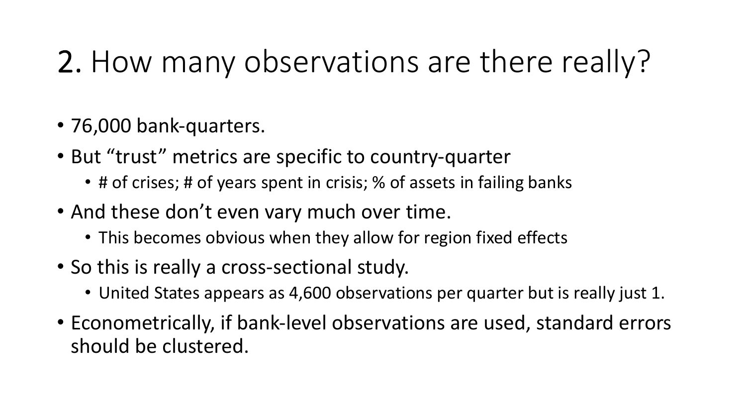# 2. How many observations are there really?

- 76,000 bank-quarters.
- But "trust" metrics are specific to country-quarter
  - # of crises; # of years spent in crisis; % of assets in failing banks
- And these don't even vary much over time.
  - This becomes obvious when they allow for region fixed effects
- So this is really a cross-sectional study.
  - United States appears as 4,600 observations per quarter but is really just 1.
- Econometrically, if bank-level observations are used, standard errors should be clustered.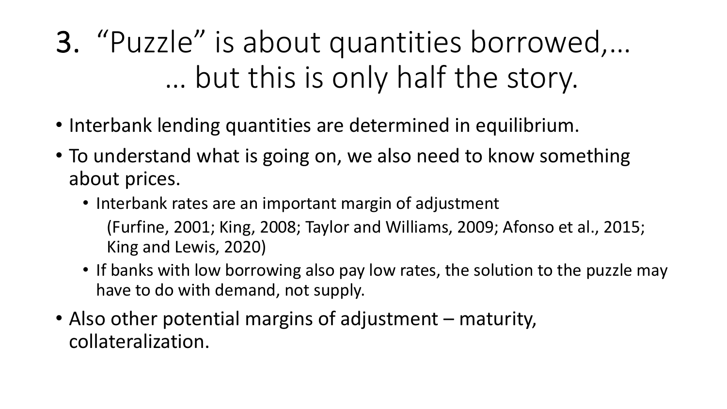# 3. "Puzzle" is about quantities borrowed,… … but this is only half the story.

- Interbank lending quantities are determined in equilibrium.
- To understand what is going on, we also need to know something about prices.
  - Interbank rates are an important margin of adjustment
    (Furfine, 2001; King, 2008; Taylor and Williams, 2009; Afonso et al., 2015; King and Lewis, 2020)
  - If banks with low borrowing also pay low rates, the solution to the puzzle may have to do with demand, not supply.
- Also other potential margins of adjustment – maturity, collateralization.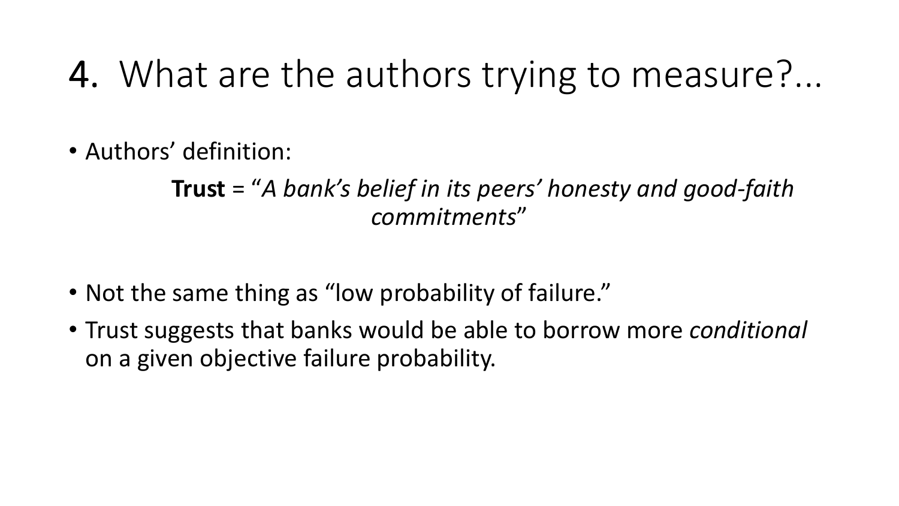# 4. What are the authors trying to measure?...

- Authors' definition:

  **Trust** = "*A bank's belief in its peers' honesty and good-faith commitments*"

- Not the same thing as "low probability of failure."
- Trust suggests that banks would be able to borrow more *conditional* on a given objective failure probability.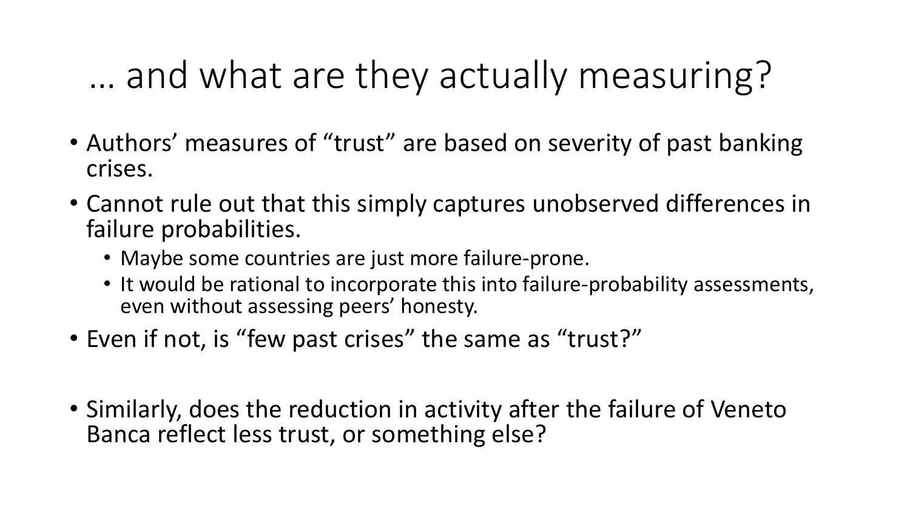# … and what are they actually measuring?

- Authors' measures of "trust" are based on severity of past banking crises.
- Cannot rule out that this simply captures unobserved differences in failure probabilities.
  - Maybe some countries are just more failure-prone.
  - It would be rational to incorporate this into failure-probability assessments, even without assessing peers' honesty.
- Even if not, is "few past crises" the same as "trust?"

- Similarly, does the reduction in activity after the failure of Veneto Banca reflect less trust, or something else?